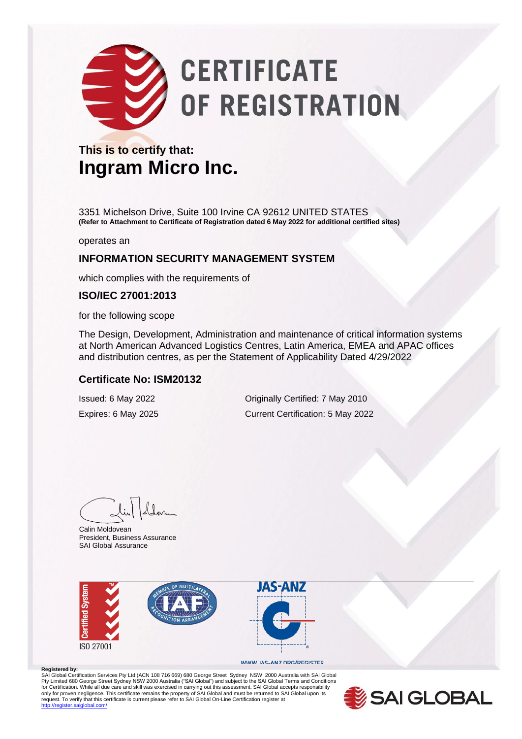# CERTIFICATE OF REGISTRATION

**This is to certify that:**

## Ingram Micro Inc.

3351 Michelson Drive, Suite 100 Irvine CA 92612 UNITED STATES
**(Refer to Attachment to Certificate of Registration dated 6 May 2022 for additional certified sites)**

operates an

### INFORMATION SECURITY MANAGEMENT SYSTEM

which complies with the requirements of

### ISO/IEC 27001:2013

for the following scope

The Design, Development, Administration and maintenance of critical information systems at North American Advanced Logistics Centres, Latin America, EMEA and APAC offices and distribution centres, as per the Statement of Applicability Dated 4/29/2022

### Certificate No: ISM20132

Issued: 6 May 2022
Expires: 6 May 2025

Originally Certified: 7 May 2010
Current Certification: 5 May 2022

Calin Moldovean
President, Business Assurance
SAI Global Assurance

Certified System
ISO 27001

WWW.JAS-ANZ.ORG/REGISTER

**Registered by:**
SAI Global Certification Services Pty Ltd (ACN 108 716 669) 680 George Street Sydney NSW 2000 Australia with SAI Global Pty Limited 680 George Street Sydney NSW 2000 Australia ("SAI Global") and subject to the SAI Global Terms and Conditions for Certification. While all due care and skill was exercised in carrying out this assessment, SAI Global accepts responsibility only for proven negligence. This certificate remains the property of SAI Global and must be returned to SAI Global upon its request. To verify that this certificate is current please refer to SAI Global On-Line Certification register at http://register.saiglobal.com/

SAI GLOBAL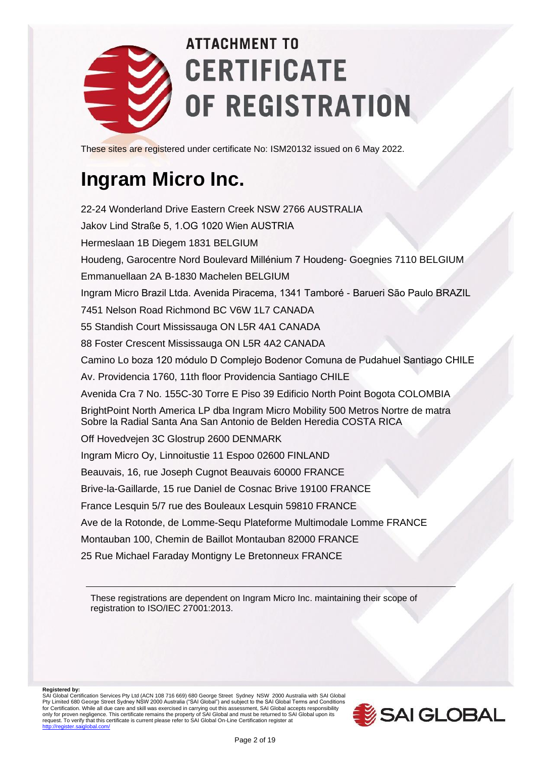# ATTACHMENT TO CERTIFICATE OF REGISTRATION

These sites are registered under certificate No: ISM20132 issued on 6 May 2022.

## Ingram Micro Inc.

22-24 Wonderland Drive Eastern Creek NSW 2766 AUSTRALIA

Jakov Lind Straße 5, 1.OG 1020 Wien AUSTRIA

Hermeslaan 1B Diegem 1831 BELGIUM

Houdeng, Garocentre Nord Boulevard Millénium 7 Houdeng- Goegnies 7110 BELGIUM

Emmanuellaan 2A B-1830 Machelen BELGIUM

Ingram Micro Brazil Ltda. Avenida Piracema, 1341 Tamboré - Barueri São Paulo BRAZIL

7451 Nelson Road Richmond BC V6W 1L7 CANADA

55 Standish Court Mississauga ON L5R 4A1 CANADA

88 Foster Crescent Mississauga ON L5R 4A2 CANADA

Camino Lo boza 120 módulo D Complejo Bodenor Comuna de Pudahuel Santiago CHILE

Av. Providencia 1760, 11th floor Providencia Santiago CHILE

Avenida Cra 7 No. 155C-30 Torre E Piso 39 Edificio North Point Bogota COLOMBIA

BrightPoint North America LP dba Ingram Micro Mobility 500 Metros Nortre de matra Sobre la Radial Santa Ana San Antonio de Belden Heredia COSTA RICA

Off Hovedvejen 3C Glostrup 2600 DENMARK

Ingram Micro Oy, Linnoitustie 11 Espoo 02600 FINLAND

Beauvais, 16, rue Joseph Cugnot Beauvais 60000 FRANCE

Brive-la-Gaillarde, 15 rue Daniel de Cosnac Brive 19100 FRANCE

France Lesquin 5/7 rue des Bouleaux Lesquin 59810 FRANCE

Ave de la Rotonde, de Lomme-Sequ Plateforme Multimodale Lomme FRANCE

Montauban 100, Chemin de Baillot Montauban 82000 FRANCE

25 Rue Michael Faraday Montigny Le Bretonneux FRANCE

---

These registrations are dependent on Ingram Micro Inc. maintaining their scope of registration to ISO/IEC 27001:2013.

**Registered by:**
SAI Global Certification Services Pty Ltd (ACN 108 716 669) 680 George Street Sydney NSW 2000 Australia with SAI Global Pty Limited 680 George Street Sydney NSW 2000 Australia ("SAI Global") and subject to the SAI Global Terms and Conditions for Certification. While all due care and skill was exercised in carrying out this assessment, SAI Global accepts responsibility only for proven negligence. This certificate remains the property of SAI Global and must be returned to SAI Global upon its request. To verify that this certificate is current please refer to SAI Global On-Line Certification register at http://register.saiglobal.com/

SAI GLOBAL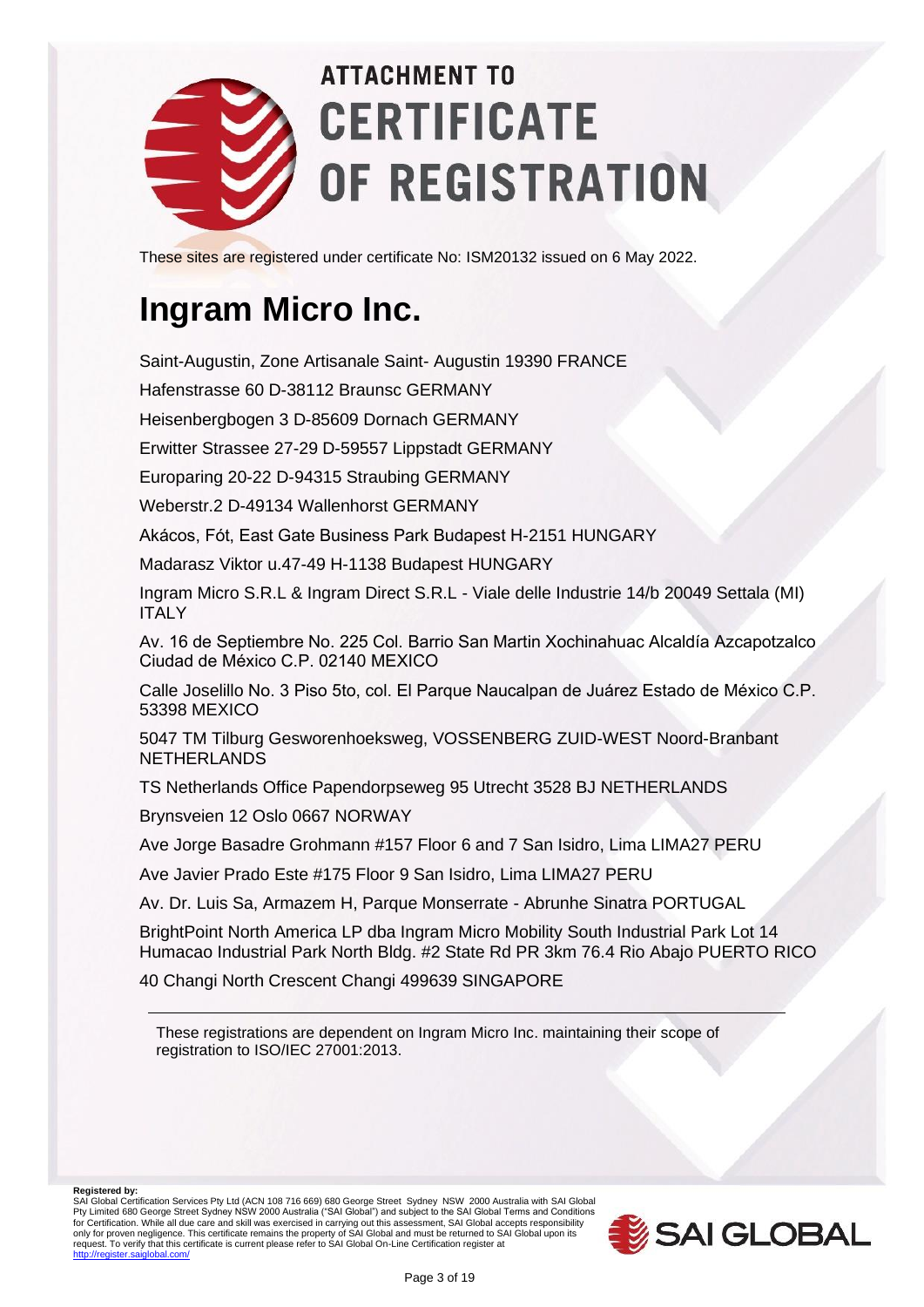# ATTACHMENT TO CERTIFICATE OF REGISTRATION

These sites are registered under certificate No: ISM20132 issued on 6 May 2022.

## Ingram Micro Inc.

Saint-Augustin, Zone Artisanale Saint- Augustin 19390 FRANCE

Hafenstrasse 60 D-38112 Braunsc GERMANY

Heisenbergbogen 3 D-85609 Dornach GERMANY

Erwitter Strassee 27-29 D-59557 Lippstadt GERMANY

Europaring 20-22 D-94315 Straubing GERMANY

Weberstr.2 D-49134 Wallenhorst GERMANY

Akácos, Fót, East Gate Business Park Budapest H-2151 HUNGARY

Madarasz Viktor u.47-49 H-1138 Budapest HUNGARY

Ingram Micro S.R.L & Ingram Direct S.R.L - Viale delle Industrie 14/b 20049 Settala (MI) ITALY

Av. 16 de Septiembre No. 225 Col. Barrio San Martin Xochinahuac Alcaldía Azcapotzalco Ciudad de México C.P. 02140 MEXICO

Calle Joselillo No. 3 Piso 5to, col. El Parque Naucalpan de Juárez Estado de México C.P. 53398 MEXICO

5047 TM Tilburg Gesworenhoeksweg, VOSSENBERG ZUID-WEST Noord-Branbant NETHERLANDS

TS Netherlands Office Papendorpseweg 95 Utrecht 3528 BJ NETHERLANDS

Brynsveien 12 Oslo 0667 NORWAY

Ave Jorge Basadre Grohmann #157 Floor 6 and 7 San Isidro, Lima LIMA27 PERU

Ave Javier Prado Este #175 Floor 9 San Isidro, Lima LIMA27 PERU

Av. Dr. Luis Sa, Armazem H, Parque Monserrate - Abrunhe Sinatra PORTUGAL

BrightPoint North America LP dba Ingram Micro Mobility South Industrial Park Lot 14 Humacao Industrial Park North Bldg. #2 State Rd PR 3km 76.4 Rio Abajo PUERTO RICO

40 Changi North Crescent Changi 499639 SINGAPORE

---

These registrations are dependent on Ingram Micro Inc. maintaining their scope of registration to ISO/IEC 27001:2013.

**Registered by:**
SAI Global Certification Services Pty Ltd (ACN 108 716 669) 680 George Street Sydney NSW 2000 Australia with SAI Global Pty Limited 680 George Street Sydney NSW 2000 Australia ("SAI Global") and subject to the SAI Global Terms and Conditions for Certification. While all due care and skill was exercised in carrying out this assessment, SAI Global accepts responsibility only for proven negligence. This certificate remains the property of SAI Global and must be returned to SAI Global upon its request. To verify that this certificate is current please refer to SAI Global On-Line Certification register at http://register.saiglobal.com/

SAI GLOBAL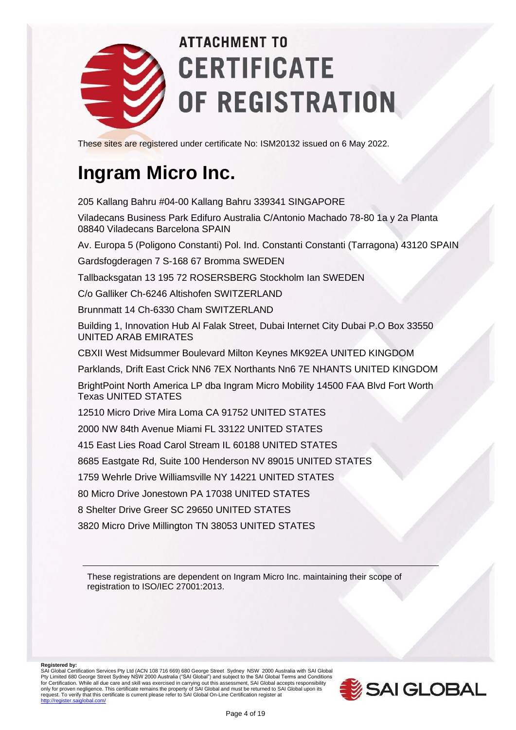# ATTACHMENT TO CERTIFICATE OF REGISTRATION

These sites are registered under certificate No: ISM20132 issued on 6 May 2022.

## Ingram Micro Inc.

205 Kallang Bahru #04-00 Kallang Bahru 339341 SINGAPORE

Viladecans Business Park Edifuro Australia C/Antonio Machado 78-80 1a y 2a Planta 08840 Viladecans Barcelona SPAIN

Av. Europa 5 (Poligono Constanti) Pol. Ind. Constanti Constanti (Tarragona) 43120 SPAIN

Gardsfogderagen 7 S-168 67 Bromma SWEDEN

Tallbacksgatan 13 195 72 ROSERSBERG Stockholm Ian SWEDEN

C/o Galliker Ch-6246 Altishofen SWITZERLAND

Brunnmatt 14 Ch-6330 Cham SWITZERLAND

Building 1, Innovation Hub Al Falak Street, Dubai Internet City Dubai P.O Box 33550 UNITED ARAB EMIRATES

CBXII West Midsummer Boulevard Milton Keynes MK92EA UNITED KINGDOM

Parklands, Drift East Crick NN6 7EX Northants Nn6 7E NHANTS UNITED KINGDOM

BrightPoint North America LP dba Ingram Micro Mobility 14500 FAA Blvd Fort Worth Texas UNITED STATES

12510 Micro Drive Mira Loma CA 91752 UNITED STATES

2000 NW 84th Avenue Miami FL 33122 UNITED STATES

415 East Lies Road Carol Stream IL 60188 UNITED STATES

8685 Eastgate Rd, Suite 100 Henderson NV 89015 UNITED STATES

1759 Wehrle Drive Williamsville NY 14221 UNITED STATES

80 Micro Drive Jonestown PA 17038 UNITED STATES

8 Shelter Drive Greer SC 29650 UNITED STATES

3820 Micro Drive Millington TN 38053 UNITED STATES

---

These registrations are dependent on Ingram Micro Inc. maintaining their scope of registration to ISO/IEC 27001:2013.

**Registered by:**
SAI Global Certification Services Pty Ltd (ACN 108 716 669) 680 George Street Sydney NSW 2000 Australia with SAI Global Pty Limited 680 George Street Sydney NSW 2000 Australia ("SAI Global") and subject to the SAI Global Terms and Conditions for Certification. While all due care and skill was exercised in carrying out this assessment, SAI Global accepts responsibility only for proven negligence. This certificate remains the property of SAI Global and must be returned to SAI Global upon its request. To verify that this certificate is current please refer to SAI Global On-Line Certification register at http://register.saiglobal.com/

SAI GLOBAL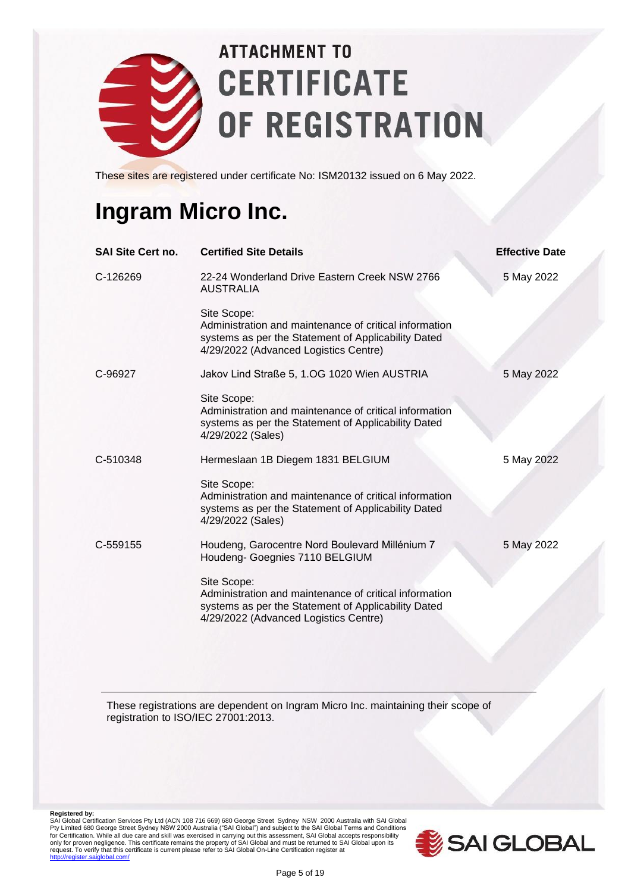# ATTACHMENT TO CERTIFICATE OF REGISTRATION

These sites are registered under certificate No: ISM20132 issued on 6 May 2022.

## Ingram Micro Inc.

| SAI Site Cert no. | Certified Site Details | Effective Date |
|---|---|---|
| C-126269 | 22-24 Wonderland Drive Eastern Creek NSW 2766 AUSTRALIA<br><br>Site Scope:<br>Administration and maintenance of critical information systems as per the Statement of Applicability Dated 4/29/2022 (Advanced Logistics Centre) | 5 May 2022 |
| C-96927 | Jakov Lind Straße 5, 1.OG 1020 Wien AUSTRIA<br><br>Site Scope:<br>Administration and maintenance of critical information systems as per the Statement of Applicability Dated 4/29/2022 (Sales) | 5 May 2022 |
| C-510348 | Hermeslaan 1B Diegem 1831 BELGIUM<br><br>Site Scope:<br>Administration and maintenance of critical information systems as per the Statement of Applicability Dated 4/29/2022 (Sales) | 5 May 2022 |
| C-559155 | Houdeng, Garocentre Nord Boulevard Millénium 7 Houdeng- Goegnies 7110 BELGIUM<br><br>Site Scope:<br>Administration and maintenance of critical information systems as per the Statement of Applicability Dated 4/29/2022 (Advanced Logistics Centre) | 5 May 2022 |

These registrations are dependent on Ingram Micro Inc. maintaining their scope of registration to ISO/IEC 27001:2013.

**Registered by:**
SAI Global Certification Services Pty Ltd (ACN 108 716 669) 680 George Street Sydney NSW 2000 Australia with SAI Global Pty Limited 680 George Street Sydney NSW 2000 Australia ("SAI Global") and subject to the SAI Global Terms and Conditions for Certification. While all due care and skill was exercised in carrying out this assessment, SAI Global accepts responsibility only for proven negligence. This certificate remains the property of SAI Global and must be returned to SAI Global upon its request. To verify that this certificate is current please refer to SAI Global On-Line Certification register at http://register.saiglobal.com/

SAI GLOBAL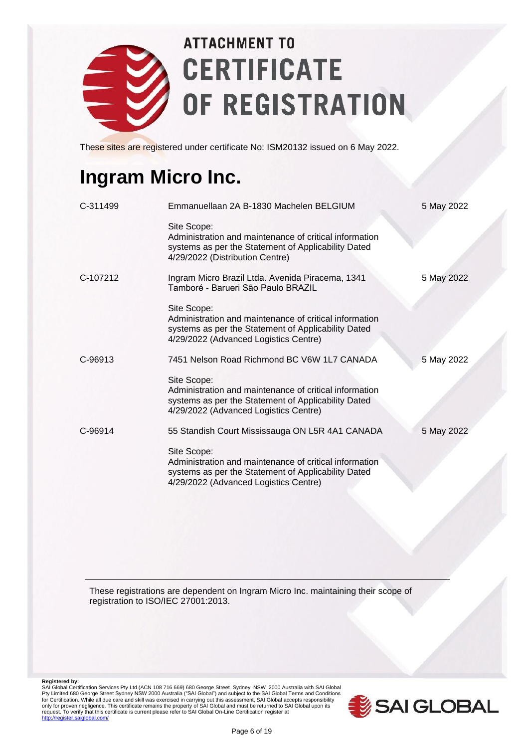# ATTACHMENT TO CERTIFICATE OF REGISTRATION

These sites are registered under certificate No: ISM20132 issued on 6 May 2022.

## Ingram Micro Inc.

| | | |
|---|---|---|
| C-311499 | Emmanuellaan 2A B-1830 Machelen BELGIUM<br><br>Site Scope:<br>Administration and maintenance of critical information systems as per the Statement of Applicability Dated 4/29/2022 (Distribution Centre) | 5 May 2022 |
| C-107212 | Ingram Micro Brazil Ltda. Avenida Piracema, 1341 Tamboré - Barueri São Paulo BRAZIL<br><br>Site Scope:<br>Administration and maintenance of critical information systems as per the Statement of Applicability Dated 4/29/2022 (Advanced Logistics Centre) | 5 May 2022 |
| C-96913 | 7451 Nelson Road Richmond BC V6W 1L7 CANADA<br><br>Site Scope:<br>Administration and maintenance of critical information systems as per the Statement of Applicability Dated 4/29/2022 (Advanced Logistics Centre) | 5 May 2022 |
| C-96914 | 55 Standish Court Mississauga ON L5R 4A1 CANADA<br><br>Site Scope:<br>Administration and maintenance of critical information systems as per the Statement of Applicability Dated 4/29/2022 (Advanced Logistics Centre) | 5 May 2022 |

These registrations are dependent on Ingram Micro Inc. maintaining their scope of registration to ISO/IEC 27001:2013.

**Registered by:**
SAI Global Certification Services Pty Ltd (ACN 108 716 669) 680 George Street Sydney NSW 2000 Australia with SAI Global Pty Limited 680 George Street Sydney NSW 2000 Australia ("SAI Global") and subject to the SAI Global Terms and Conditions for Certification. While all due care and skill was exercised in carrying out this assessment, SAI Global accepts responsibility only for proven negligence. This certificate remains the property of SAI Global and must be returned to SAI Global upon its request. To verify that this certificate is current please refer to SAI Global On-Line Certification register at http://register.saiglobal.com/

SAI GLOBAL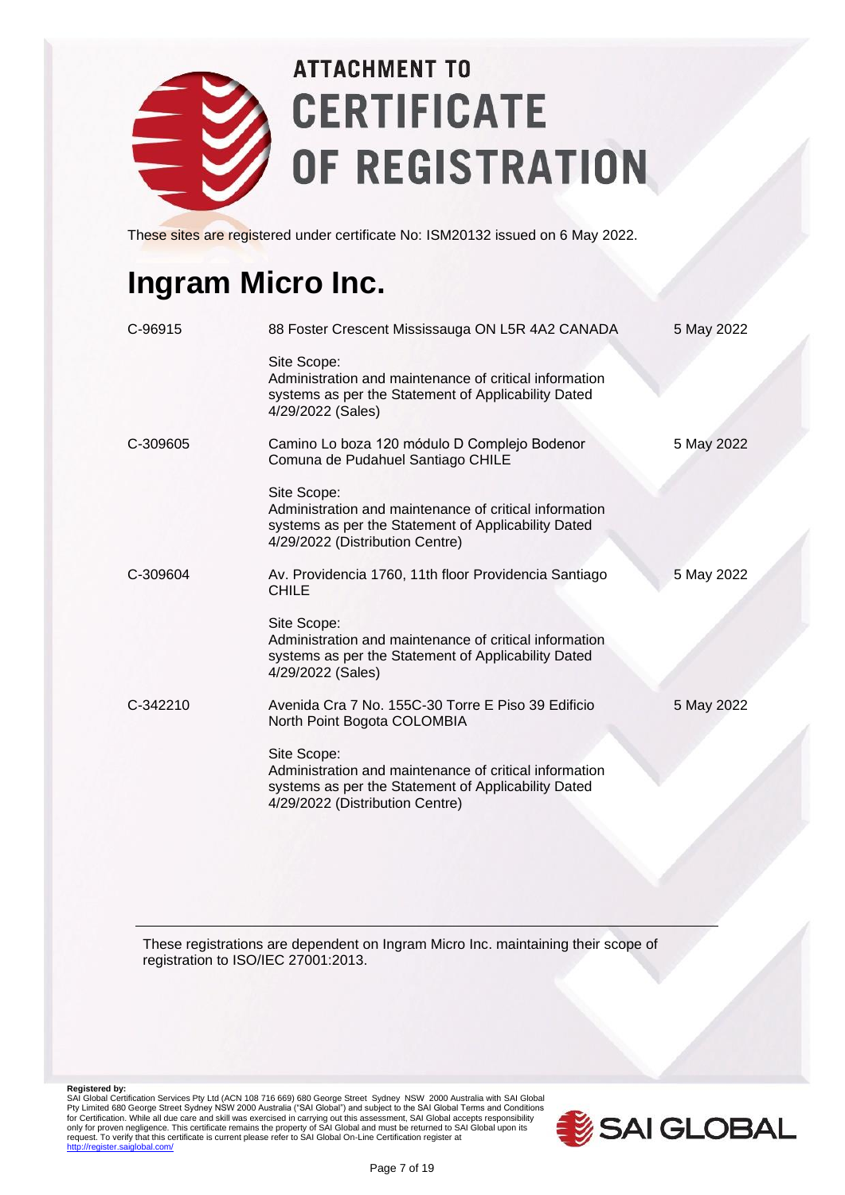# ATTACHMENT TO CERTIFICATE OF REGISTRATION

These sites are registered under certificate No: ISM20132 issued on 6 May 2022.

# Ingram Micro Inc.

| | | |
|---|---|---|
| C-96915 | 88 Foster Crescent Mississauga ON L5R 4A2 CANADA<br><br>Site Scope:<br>Administration and maintenance of critical information systems as per the Statement of Applicability Dated 4/29/2022 (Sales) | 5 May 2022 |
| C-309605 | Camino Lo boza 120 módulo D Complejo Bodenor Comuna de Pudahuel Santiago CHILE<br><br>Site Scope:<br>Administration and maintenance of critical information systems as per the Statement of Applicability Dated 4/29/2022 (Distribution Centre) | 5 May 2022 |
| C-309604 | Av. Providencia 1760, 11th floor Providencia Santiago CHILE<br><br>Site Scope:<br>Administration and maintenance of critical information systems as per the Statement of Applicability Dated 4/29/2022 (Sales) | 5 May 2022 |
| C-342210 | Avenida Cra 7 No. 155C-30 Torre E Piso 39 Edificio North Point Bogota COLOMBIA<br><br>Site Scope:<br>Administration and maintenance of critical information systems as per the Statement of Applicability Dated 4/29/2022 (Distribution Centre) | 5 May 2022 |

These registrations are dependent on Ingram Micro Inc. maintaining their scope of registration to ISO/IEC 27001:2013.

**Registered by:**
SAI Global Certification Services Pty Ltd (ACN 108 716 669) 680 George Street Sydney NSW 2000 Australia with SAI Global Pty Limited 680 George Street Sydney NSW 2000 Australia ("SAI Global") and subject to the SAI Global Terms and Conditions for Certification. While all due care and skill was exercised in carrying out this assessment, SAI Global accepts responsibility only for proven negligence. This certificate remains the property of SAI Global and must be returned to SAI Global upon its request. To verify that this certificate is current please refer to SAI Global On-Line Certification register at http://register.saiglobal.com/

SAI GLOBAL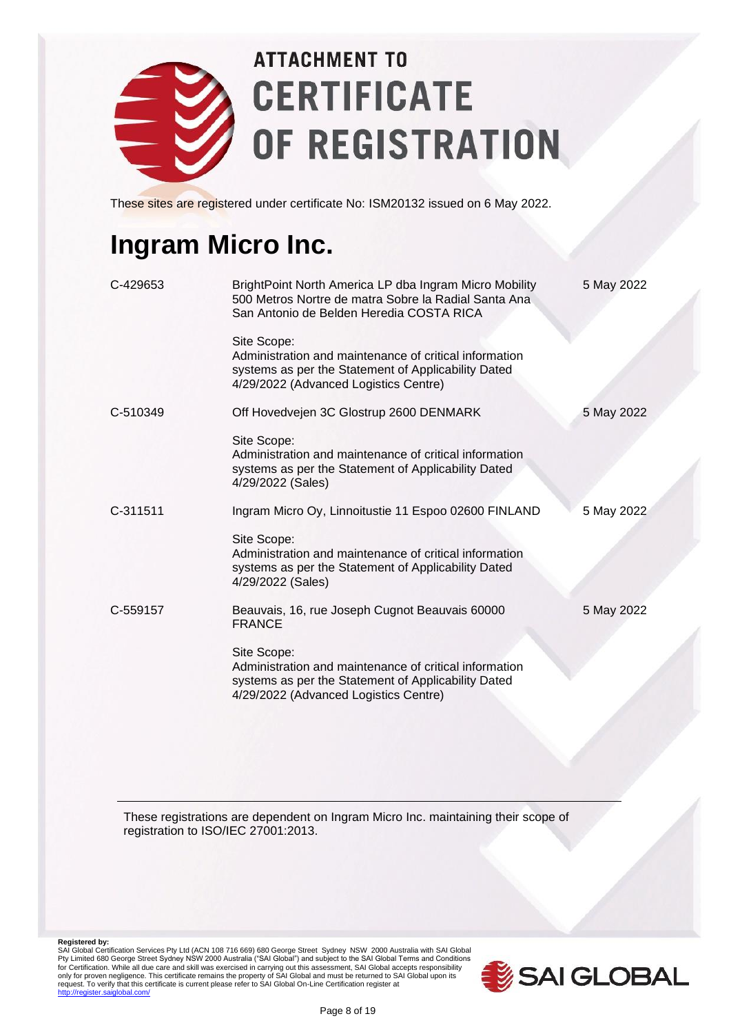# ATTACHMENT TO CERTIFICATE OF REGISTRATION

These sites are registered under certificate No: ISM20132 issued on 6 May 2022.

## Ingram Micro Inc.

| | | |
|---|---|---|
| C-429653 | BrightPoint North America LP dba Ingram Micro Mobility<br>500 Metros Nortre de matra Sobre la Radial Santa Ana<br>San Antonio de Belden Heredia COSTA RICA<br><br>Site Scope:<br>Administration and maintenance of critical information systems as per the Statement of Applicability Dated 4/29/2022 (Advanced Logistics Centre) | 5 May 2022 |
| C-510349 | Off Hovedvejen 3C Glostrup 2600 DENMARK<br><br>Site Scope:<br>Administration and maintenance of critical information systems as per the Statement of Applicability Dated 4/29/2022 (Sales) | 5 May 2022 |
| C-311511 | Ingram Micro Oy, Linnoitustie 11 Espoo 02600 FINLAND<br><br>Site Scope:<br>Administration and maintenance of critical information systems as per the Statement of Applicability Dated 4/29/2022 (Sales) | 5 May 2022 |
| C-559157 | Beauvais, 16, rue Joseph Cugnot Beauvais 60000 FRANCE<br><br>Site Scope:<br>Administration and maintenance of critical information systems as per the Statement of Applicability Dated 4/29/2022 (Advanced Logistics Centre) | 5 May 2022 |

These registrations are dependent on Ingram Micro Inc. maintaining their scope of registration to ISO/IEC 27001:2013.

**Registered by:**
SAI Global Certification Services Pty Ltd (ACN 108 716 669) 680 George Street Sydney NSW 2000 Australia with SAI Global Pty Limited 680 George Street Sydney NSW 2000 Australia ("SAI Global") and subject to the SAI Global Terms and Conditions for Certification. While all due care and skill was exercised in carrying out this assessment, SAI Global accepts responsibility only for proven negligence. This certificate remains the property of SAI Global and must be returned to SAI Global upon its request. To verify that this certificate is current please refer to SAI Global On-Line Certification register at http://register.saiglobal.com/

SAI GLOBAL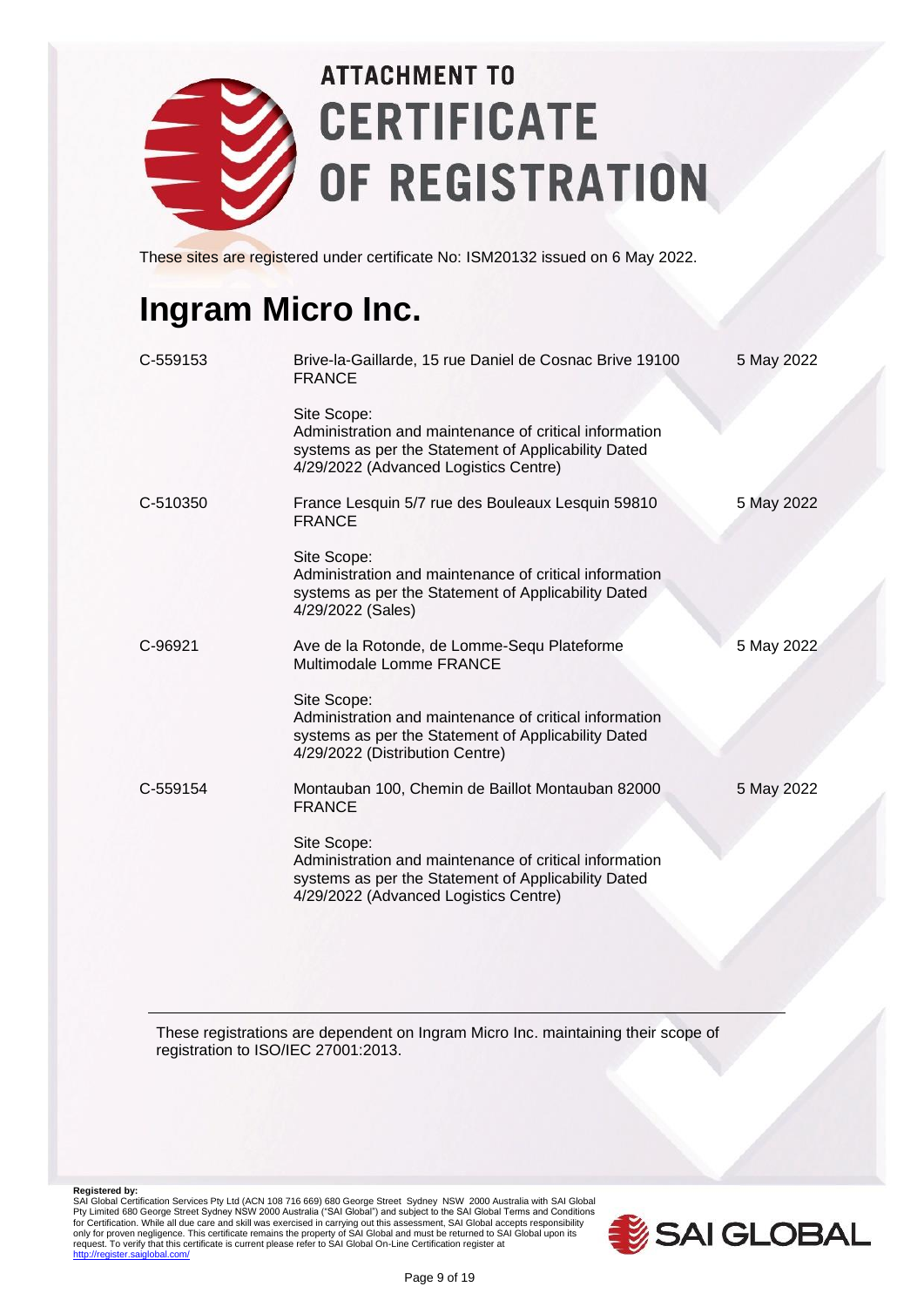# ATTACHMENT TO CERTIFICATE OF REGISTRATION

These sites are registered under certificate No: ISM20132 issued on 6 May 2022.

## Ingram Micro Inc.

| | | |
|---|---|---|
| C-559153 | Brive-la-Gaillarde, 15 rue Daniel de Cosnac Brive 19100 FRANCE<br><br>Site Scope:<br>Administration and maintenance of critical information systems as per the Statement of Applicability Dated 4/29/2022 (Advanced Logistics Centre) | 5 May 2022 |
| C-510350 | France Lesquin 5/7 rue des Bouleaux Lesquin 59810 FRANCE<br><br>Site Scope:<br>Administration and maintenance of critical information systems as per the Statement of Applicability Dated 4/29/2022 (Sales) | 5 May 2022 |
| C-96921 | Ave de la Rotonde, de Lomme-Sequ Plateforme Multimodale Lomme FRANCE<br><br>Site Scope:<br>Administration and maintenance of critical information systems as per the Statement of Applicability Dated 4/29/2022 (Distribution Centre) | 5 May 2022 |
| C-559154 | Montauban 100, Chemin de Baillot Montauban 82000 FRANCE<br><br>Site Scope:<br>Administration and maintenance of critical information systems as per the Statement of Applicability Dated 4/29/2022 (Advanced Logistics Centre) | 5 May 2022 |

These registrations are dependent on Ingram Micro Inc. maintaining their scope of registration to ISO/IEC 27001:2013.

**Registered by:**
SAI Global Certification Services Pty Ltd (ACN 108 716 669) 680 George Street Sydney NSW 2000 Australia with SAI Global Pty Limited 680 George Street Sydney NSW 2000 Australia ("SAI Global") and subject to the SAI Global Terms and Conditions for Certification. While all due care and skill was exercised in carrying out this assessment, SAI Global accepts responsibility only for proven negligence. This certificate remains the property of SAI Global and must be returned to SAI Global upon its request. To verify that this certificate is current please refer to SAI Global On-Line Certification register at http://register.saiglobal.com/

SAI GLOBAL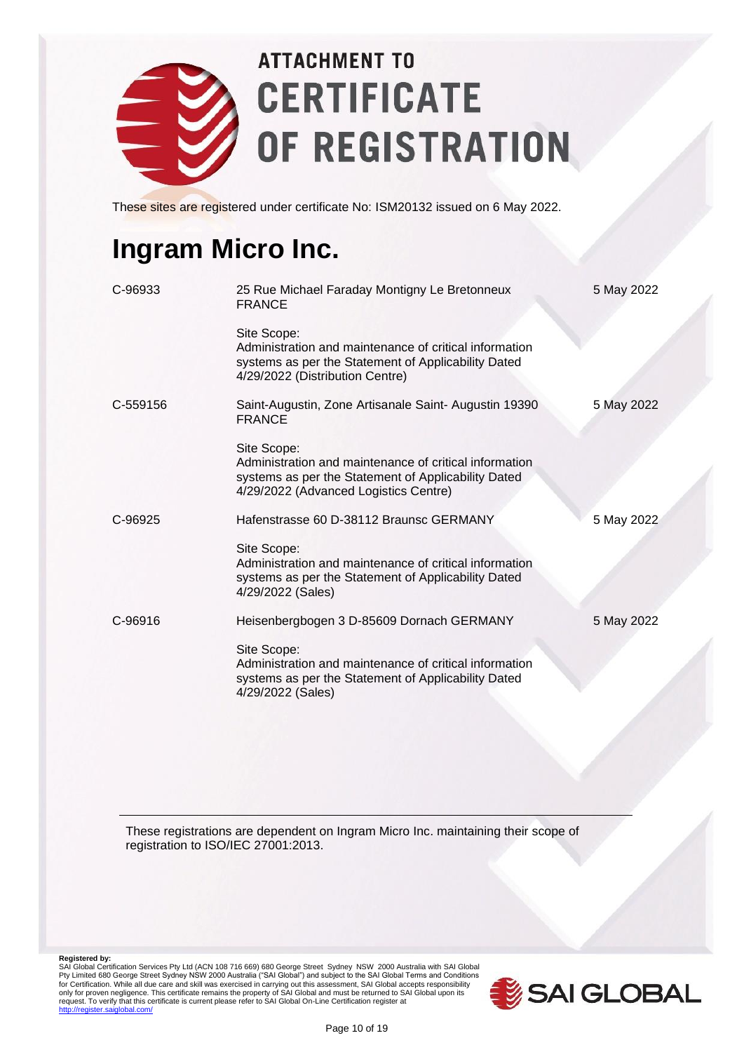# ATTACHMENT TO CERTIFICATE OF REGISTRATION

These sites are registered under certificate No: ISM20132 issued on 6 May 2022.

## Ingram Micro Inc.

| | | |
|---|---|---|
| C-96933 | 25 Rue Michael Faraday Montigny Le Bretonneux FRANCE<br><br>Site Scope:<br>Administration and maintenance of critical information systems as per the Statement of Applicability Dated 4/29/2022 (Distribution Centre) | 5 May 2022 |
| C-559156 | Saint-Augustin, Zone Artisanale Saint- Augustin 19390 FRANCE<br><br>Site Scope:<br>Administration and maintenance of critical information systems as per the Statement of Applicability Dated 4/29/2022 (Advanced Logistics Centre) | 5 May 2022 |
| C-96925 | Hafenstrasse 60 D-38112 Braunsc GERMANY<br><br>Site Scope:<br>Administration and maintenance of critical information systems as per the Statement of Applicability Dated 4/29/2022 (Sales) | 5 May 2022 |
| C-96916 | Heisenbergbogen 3 D-85609 Dornach GERMANY<br><br>Site Scope:<br>Administration and maintenance of critical information systems as per the Statement of Applicability Dated 4/29/2022 (Sales) | 5 May 2022 |

These registrations are dependent on Ingram Micro Inc. maintaining their scope of registration to ISO/IEC 27001:2013.

**Registered by:**
SAI Global Certification Services Pty Ltd (ACN 108 716 669) 680 George Street Sydney NSW 2000 Australia with SAI Global Pty Limited 680 George Street Sydney NSW 2000 Australia ("SAI Global") and subject to the SAI Global Terms and Conditions for Certification. While all due care and skill was exercised in carrying out this assessment, SAI Global accepts responsibility only for proven negligence. This certificate remains the property of SAI Global and must be returned to SAI Global upon its request. To verify that this certificate is current please refer to SAI Global On-Line Certification register at http://register.saiglobal.com/

SAI GLOBAL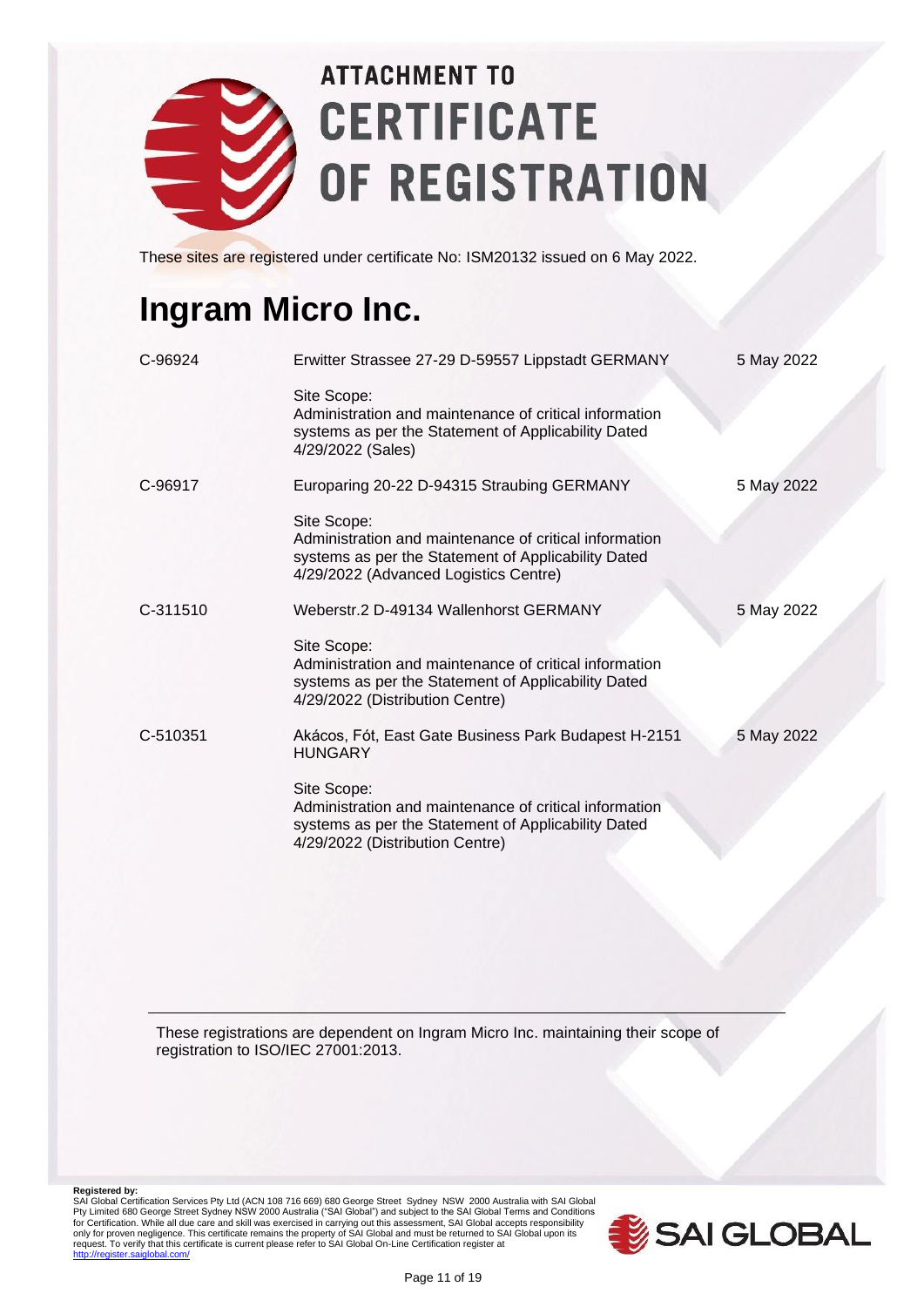# ATTACHMENT TO CERTIFICATE OF REGISTRATION

These sites are registered under certificate No: ISM20132 issued on 6 May 2022.

## Ingram Micro Inc.

| | | |
|---|---|---|
| C-96924 | Erwitter Strassee 27-29 D-59557 Lippstadt GERMANY<br><br>Site Scope:<br>Administration and maintenance of critical information systems as per the Statement of Applicability Dated 4/29/2022 (Sales) | 5 May 2022 |
| C-96917 | Europaring 20-22 D-94315 Straubing GERMANY<br><br>Site Scope:<br>Administration and maintenance of critical information systems as per the Statement of Applicability Dated 4/29/2022 (Advanced Logistics Centre) | 5 May 2022 |
| C-311510 | Weberstr.2 D-49134 Wallenhorst GERMANY<br><br>Site Scope:<br>Administration and maintenance of critical information systems as per the Statement of Applicability Dated 4/29/2022 (Distribution Centre) | 5 May 2022 |
| C-510351 | Akácos, Fót, East Gate Business Park Budapest H-2151 HUNGARY<br><br>Site Scope:<br>Administration and maintenance of critical information systems as per the Statement of Applicability Dated 4/29/2022 (Distribution Centre) | 5 May 2022 |

These registrations are dependent on Ingram Micro Inc. maintaining their scope of registration to ISO/IEC 27001:2013.

**Registered by:**
SAI Global Certification Services Pty Ltd (ACN 108 716 669) 680 George Street Sydney NSW 2000 Australia with SAI Global Pty Limited 680 George Street Sydney NSW 2000 Australia ("SAI Global") and subject to the SAI Global Terms and Conditions for Certification. While all due care and skill was exercised in carrying out this assessment, SAI Global accepts responsibility only for proven negligence. This certificate remains the property of SAI Global and must be returned to SAI Global upon its request. To verify that this certificate is current please refer to SAI Global On-Line Certification register at http://register.saiglobal.com/

SAI GLOBAL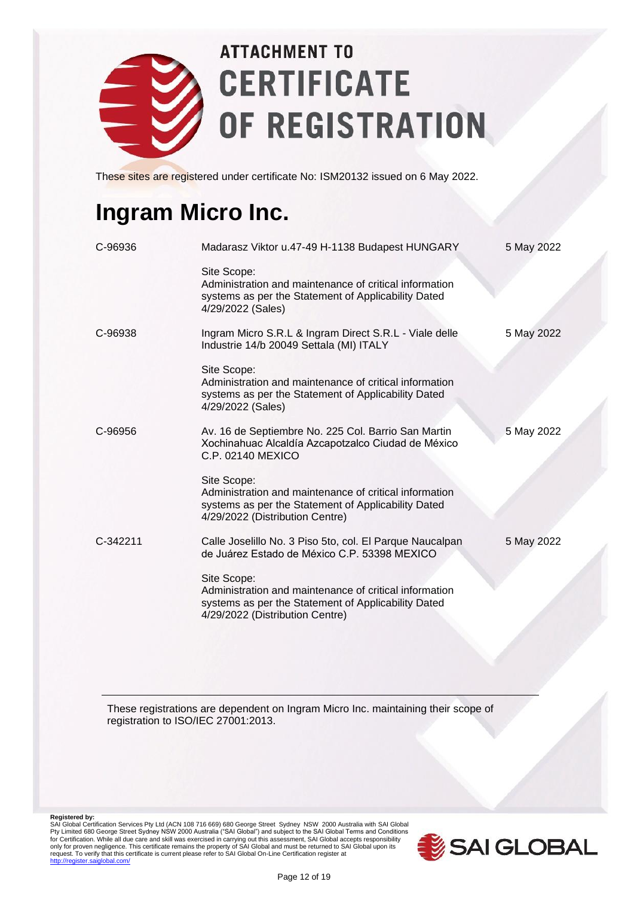# ATTACHMENT TO CERTIFICATE OF REGISTRATION

These sites are registered under certificate No: ISM20132 issued on 6 May 2022.

## Ingram Micro Inc.

| | | |
|---|---|---|
| C-96936 | Madarasz Viktor u.47-49 H-1138 Budapest HUNGARY<br><br>Site Scope:<br>Administration and maintenance of critical information systems as per the Statement of Applicability Dated 4/29/2022 (Sales) | 5 May 2022 |
| C-96938 | Ingram Micro S.R.L & Ingram Direct S.R.L - Viale delle Industrie 14/b 20049 Settala (MI) ITALY<br><br>Site Scope:<br>Administration and maintenance of critical information systems as per the Statement of Applicability Dated 4/29/2022 (Sales) | 5 May 2022 |
| C-96956 | Av. 16 de Septiembre No. 225 Col. Barrio San Martin Xochinahuac Alcaldía Azcapotzalco Ciudad de México C.P. 02140 MEXICO<br><br>Site Scope:<br>Administration and maintenance of critical information systems as per the Statement of Applicability Dated 4/29/2022 (Distribution Centre) | 5 May 2022 |
| C-342211 | Calle Joselillo No. 3 Piso 5to, col. El Parque Naucalpan de Juárez Estado de México C.P. 53398 MEXICO<br><br>Site Scope:<br>Administration and maintenance of critical information systems as per the Statement of Applicability Dated 4/29/2022 (Distribution Centre) | 5 May 2022 |

These registrations are dependent on Ingram Micro Inc. maintaining their scope of registration to ISO/IEC 27001:2013.

**Registered by:**
SAI Global Certification Services Pty Ltd (ACN 108 716 669) 680 George Street Sydney NSW 2000 Australia with SAI Global Pty Limited 680 George Street Sydney NSW 2000 Australia ("SAI Global") and subject to the SAI Global Terms and Conditions for Certification. While all due care and skill was exercised in carrying out this assessment, SAI Global accepts responsibility only for proven negligence. This certificate remains the property of SAI Global and must be returned to SAI Global upon its request. To verify that this certificate is current please refer to SAI Global On-Line Certification register at http://register.saiglobal.com/

SAI GLOBAL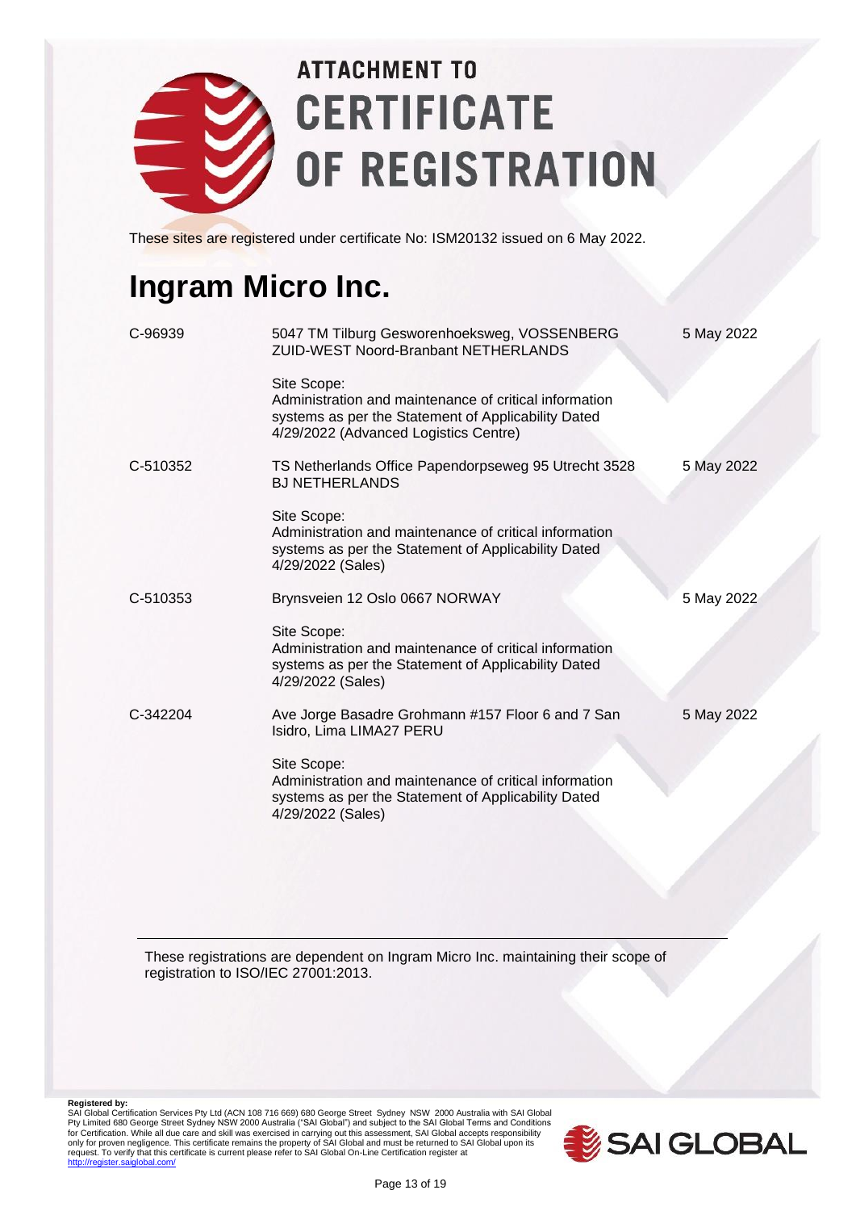# ATTACHMENT TO CERTIFICATE OF REGISTRATION

These sites are registered under certificate No: ISM20132 issued on 6 May 2022.

## Ingram Micro Inc.

| | | |
|---|---|---|
| C-96939 | 5047 TM Tilburg Gesworenhoeksweg, VOSSENBERG ZUID-WEST Noord-Branbant NETHERLANDS<br><br>Site Scope:<br>Administration and maintenance of critical information systems as per the Statement of Applicability Dated 4/29/2022 (Advanced Logistics Centre) | 5 May 2022 |
| C-510352 | TS Netherlands Office Papendorpseweg 95 Utrecht 3528 BJ NETHERLANDS<br><br>Site Scope:<br>Administration and maintenance of critical information systems as per the Statement of Applicability Dated 4/29/2022 (Sales) | 5 May 2022 |
| C-510353 | Brynsveien 12 Oslo 0667 NORWAY<br><br>Site Scope:<br>Administration and maintenance of critical information systems as per the Statement of Applicability Dated 4/29/2022 (Sales) | 5 May 2022 |
| C-342204 | Ave Jorge Basadre Grohmann #157 Floor 6 and 7 San Isidro, Lima LIMA27 PERU<br><br>Site Scope:<br>Administration and maintenance of critical information systems as per the Statement of Applicability Dated 4/29/2022 (Sales) | 5 May 2022 |

These registrations are dependent on Ingram Micro Inc. maintaining their scope of registration to ISO/IEC 27001:2013.

**Registered by:**
SAI Global Certification Services Pty Ltd (ACN 108 716 669) 680 George Street Sydney NSW 2000 Australia with SAI Global Pty Limited 680 George Street Sydney NSW 2000 Australia ("SAI Global") and subject to the SAI Global Terms and Conditions for Certification. While all due care and skill was exercised in carrying out this assessment, SAI Global accepts responsibility only for proven negligence. This certificate remains the property of SAI Global and must be returned to SAI Global upon its request. To verify that this certificate is current please refer to SAI Global On-Line Certification register at http://register.saiglobal.com/

SAI GLOBAL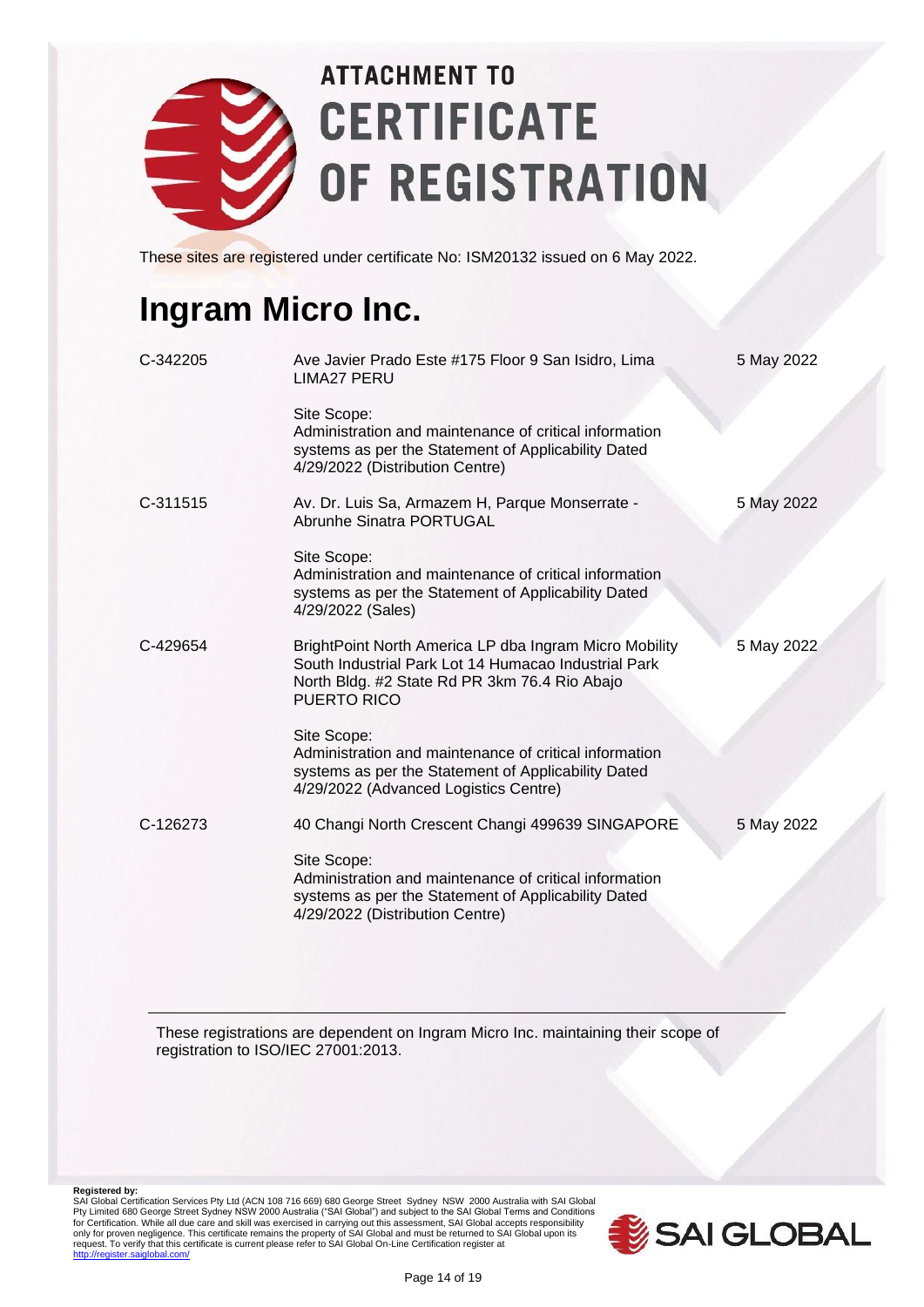# ATTACHMENT TO CERTIFICATE OF REGISTRATION

These sites are registered under certificate No: ISM20132 issued on 6 May 2022.

## Ingram Micro Inc.

| | | |
|---|---|---|
| C-342205 | Ave Javier Prado Este #175 Floor 9 San Isidro, Lima LIMA27 PERU<br><br>Site Scope:<br>Administration and maintenance of critical information systems as per the Statement of Applicability Dated 4/29/2022 (Distribution Centre) | 5 May 2022 |
| C-311515 | Av. Dr. Luis Sa, Armazem H, Parque Monserrate - Abrunhe Sinatra PORTUGAL<br><br>Site Scope:<br>Administration and maintenance of critical information systems as per the Statement of Applicability Dated 4/29/2022 (Sales) | 5 May 2022 |
| C-429654 | BrightPoint North America LP dba Ingram Micro Mobility South Industrial Park Lot 14 Humacao Industrial Park North Bldg. #2 State Rd PR 3km 76.4 Rio Abajo PUERTO RICO<br><br>Site Scope:<br>Administration and maintenance of critical information systems as per the Statement of Applicability Dated 4/29/2022 (Advanced Logistics Centre) | 5 May 2022 |
| C-126273 | 40 Changi North Crescent Changi 499639 SINGAPORE<br><br>Site Scope:<br>Administration and maintenance of critical information systems as per the Statement of Applicability Dated 4/29/2022 (Distribution Centre) | 5 May 2022 |

These registrations are dependent on Ingram Micro Inc. maintaining their scope of registration to ISO/IEC 27001:2013.

**Registered by:**
SAI Global Certification Services Pty Ltd (ACN 108 716 669) 680 George Street Sydney NSW 2000 Australia with SAI Global Pty Limited 680 George Street Sydney NSW 2000 Australia ("SAI Global") and subject to the SAI Global Terms and Conditions for Certification. While all due care and skill was exercised in carrying out this assessment, SAI Global accepts responsibility only for proven negligence. This certificate remains the property of SAI Global and must be returned to SAI Global upon its request. To verify that this certificate is current please refer to SAI Global On-Line Certification register at http://register.saiglobal.com/

SAI GLOBAL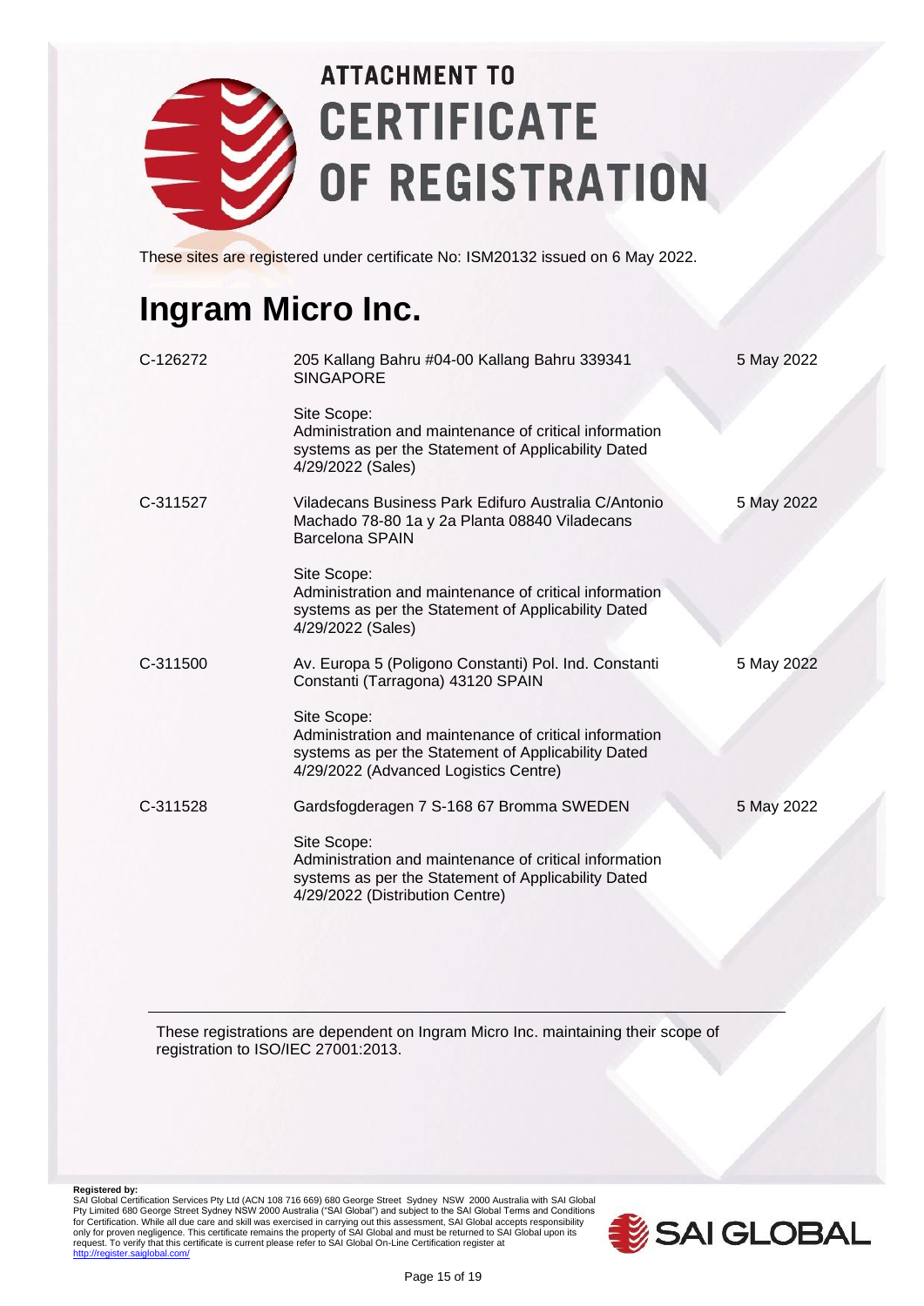# ATTACHMENT TO CERTIFICATE OF REGISTRATION

These sites are registered under certificate No: ISM20132 issued on 6 May 2022.

## Ingram Micro Inc.

| | | |
|---|---|---|
| C-126272 | 205 Kallang Bahru #04-00 Kallang Bahru 339341 SINGAPORE<br><br>Site Scope:<br>Administration and maintenance of critical information systems as per the Statement of Applicability Dated 4/29/2022 (Sales) | 5 May 2022 |
| C-311527 | Viladecans Business Park Edifuro Australia C/Antonio Machado 78-80 1a y 2a Planta 08840 Viladecans Barcelona SPAIN<br><br>Site Scope:<br>Administration and maintenance of critical information systems as per the Statement of Applicability Dated 4/29/2022 (Sales) | 5 May 2022 |
| C-311500 | Av. Europa 5 (Poligono Constanti) Pol. Ind. Constanti Constanti (Tarragona) 43120 SPAIN<br><br>Site Scope:<br>Administration and maintenance of critical information systems as per the Statement of Applicability Dated 4/29/2022 (Advanced Logistics Centre) | 5 May 2022 |
| C-311528 | Gardsfogderagen 7 S-168 67 Bromma SWEDEN<br><br>Site Scope:<br>Administration and maintenance of critical information systems as per the Statement of Applicability Dated 4/29/2022 (Distribution Centre) | 5 May 2022 |

These registrations are dependent on Ingram Micro Inc. maintaining their scope of registration to ISO/IEC 27001:2013.

**Registered by:**
SAI Global Certification Services Pty Ltd (ACN 108 716 669) 680 George Street Sydney NSW 2000 Australia with SAI Global Pty Limited 680 George Street Sydney NSW 2000 Australia ("SAI Global") and subject to the SAI Global Terms and Conditions for Certification. While all due care and skill was exercised in carrying out this assessment, SAI Global accepts responsibility only for proven negligence. This certificate remains the property of SAI Global and must be returned to SAI Global upon its request. To verify that this certificate is current please refer to SAI Global On-Line Certification register at http://register.saiglobal.com/

SAI GLOBAL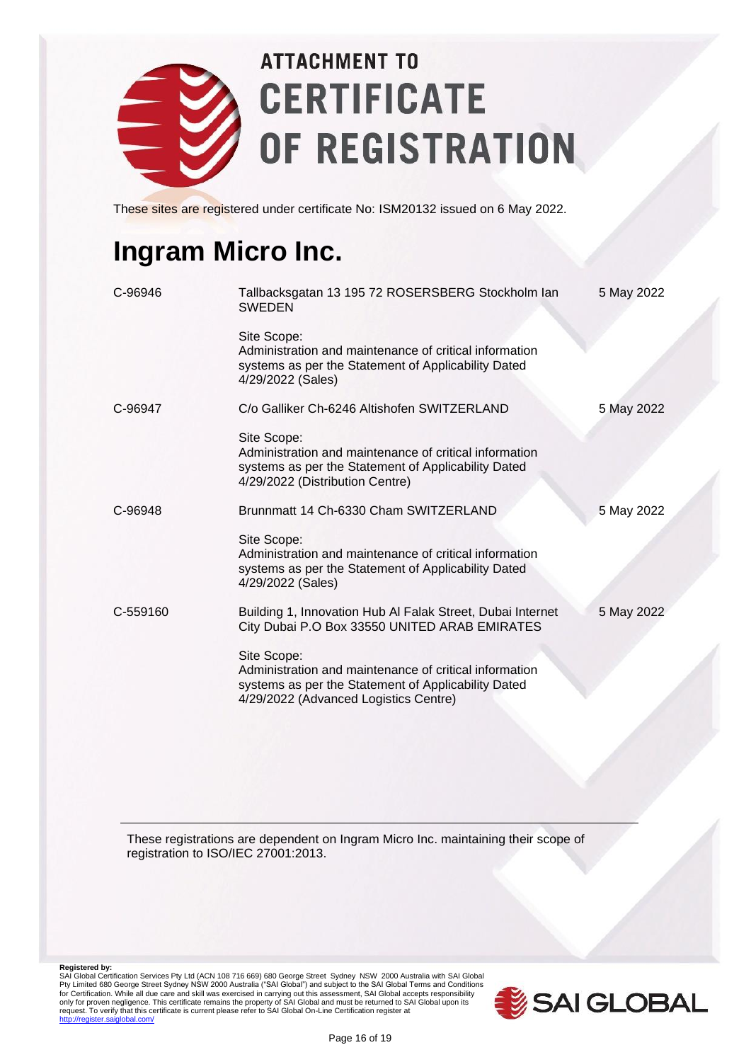# ATTACHMENT TO CERTIFICATE OF REGISTRATION

These sites are registered under certificate No: ISM20132 issued on 6 May 2022.

## Ingram Micro Inc.

| | | |
|---|---|---|
| C-96946 | Tallbacksgatan 13 195 72 ROSERSBERG Stockholm lan SWEDEN<br><br>Site Scope:<br>Administration and maintenance of critical information systems as per the Statement of Applicability Dated 4/29/2022 (Sales) | 5 May 2022 |
| C-96947 | C/o Galliker Ch-6246 Altishofen SWITZERLAND<br><br>Site Scope:<br>Administration and maintenance of critical information systems as per the Statement of Applicability Dated 4/29/2022 (Distribution Centre) | 5 May 2022 |
| C-96948 | Brunnmatt 14 Ch-6330 Cham SWITZERLAND<br><br>Site Scope:<br>Administration and maintenance of critical information systems as per the Statement of Applicability Dated 4/29/2022 (Sales) | 5 May 2022 |
| C-559160 | Building 1, Innovation Hub Al Falak Street, Dubai Internet City Dubai P.O Box 33550 UNITED ARAB EMIRATES<br><br>Site Scope:<br>Administration and maintenance of critical information systems as per the Statement of Applicability Dated 4/29/2022 (Advanced Logistics Centre) | 5 May 2022 |

These registrations are dependent on Ingram Micro Inc. maintaining their scope of registration to ISO/IEC 27001:2013.

**Registered by:**
SAI Global Certification Services Pty Ltd (ACN 108 716 669) 680 George Street Sydney NSW 2000 Australia with SAI Global Pty Limited 680 George Street Sydney NSW 2000 Australia ("SAI Global") and subject to the SAI Global Terms and Conditions for Certification. While all due care and skill was exercised in carrying out this assessment, SAI Global accepts responsibility only for proven negligence. This certificate remains the property of SAI Global and must be returned to SAI Global upon its request. To verify that this certificate is current please refer to SAI Global On-Line Certification register at http://register.saiglobal.com/

SAI GLOBAL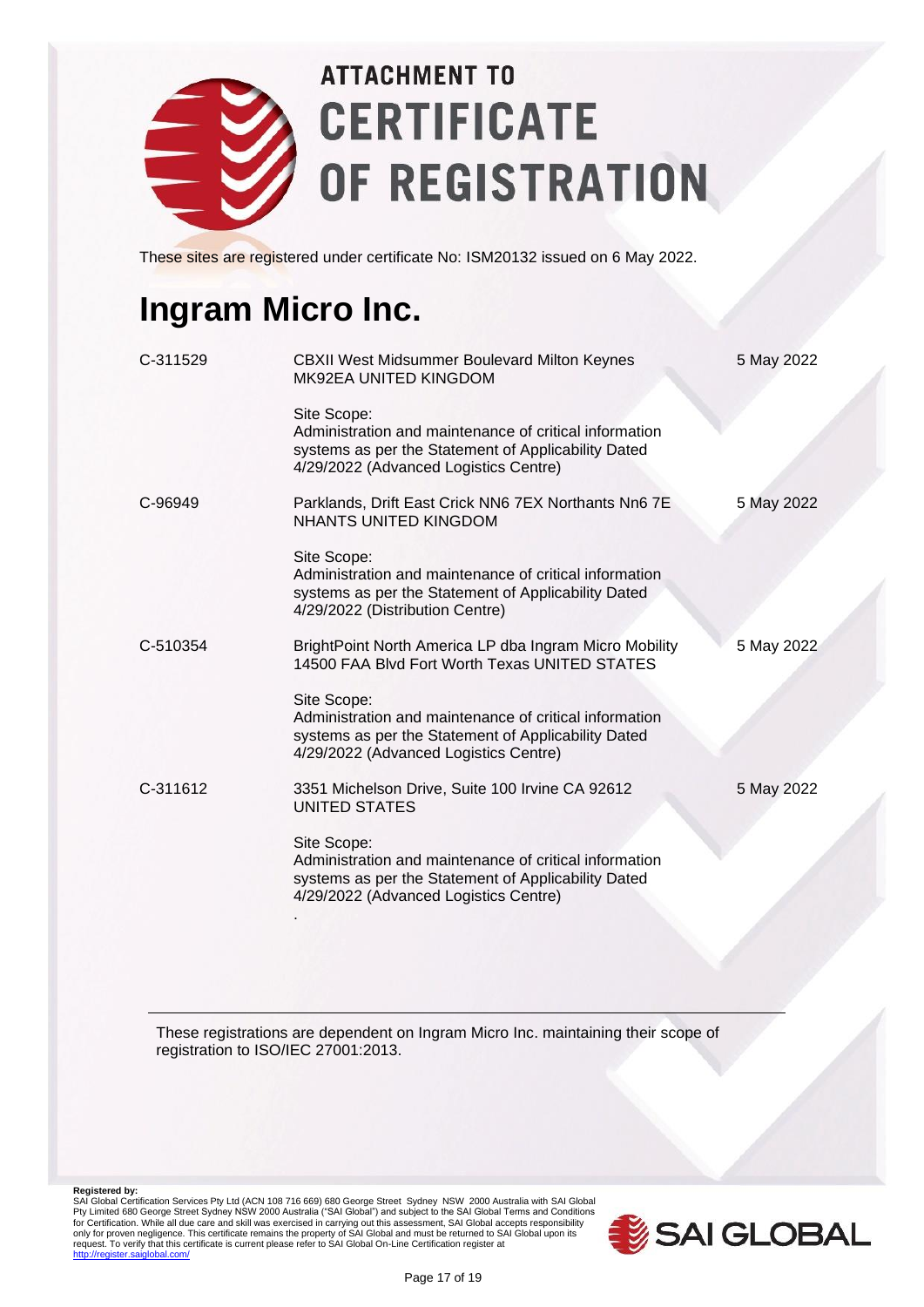# ATTACHMENT TO CERTIFICATE OF REGISTRATION

These sites are registered under certificate No: ISM20132 issued on 6 May 2022.

## Ingram Micro Inc.

| | | |
|---|---|---|
| C-311529 | CBXII West Midsummer Boulevard Milton Keynes MK92EA UNITED KINGDOM<br><br>Site Scope:<br>Administration and maintenance of critical information systems as per the Statement of Applicability Dated 4/29/2022 (Advanced Logistics Centre) | 5 May 2022 |
| C-96949 | Parklands, Drift East Crick NN6 7EX Northants Nn6 7E NHANTS UNITED KINGDOM<br><br>Site Scope:<br>Administration and maintenance of critical information systems as per the Statement of Applicability Dated 4/29/2022 (Distribution Centre) | 5 May 2022 |
| C-510354 | BrightPoint North America LP dba Ingram Micro Mobility 14500 FAA Blvd Fort Worth Texas UNITED STATES<br><br>Site Scope:<br>Administration and maintenance of critical information systems as per the Statement of Applicability Dated 4/29/2022 (Advanced Logistics Centre) | 5 May 2022 |
| C-311612 | 3351 Michelson Drive, Suite 100 Irvine CA 92612 UNITED STATES<br><br>Site Scope:<br>Administration and maintenance of critical information systems as per the Statement of Applicability Dated 4/29/2022 (Advanced Logistics Centre)<br>. | 5 May 2022 |

These registrations are dependent on Ingram Micro Inc. maintaining their scope of registration to ISO/IEC 27001:2013.

**Registered by:**
SAI Global Certification Services Pty Ltd (ACN 108 716 669) 680 George Street Sydney NSW 2000 Australia with SAI Global Pty Limited 680 George Street Sydney NSW 2000 Australia ("SAI Global") and subject to the SAI Global Terms and Conditions for Certification. While all due care and skill was exercised in carrying out this assessment, SAI Global accepts responsibility only for proven negligence. This certificate remains the property of SAI Global and must be returned to SAI Global upon its request. To verify that this certificate is current please refer to SAI Global On-Line Certification register at http://register.saiglobal.com/

SAI GLOBAL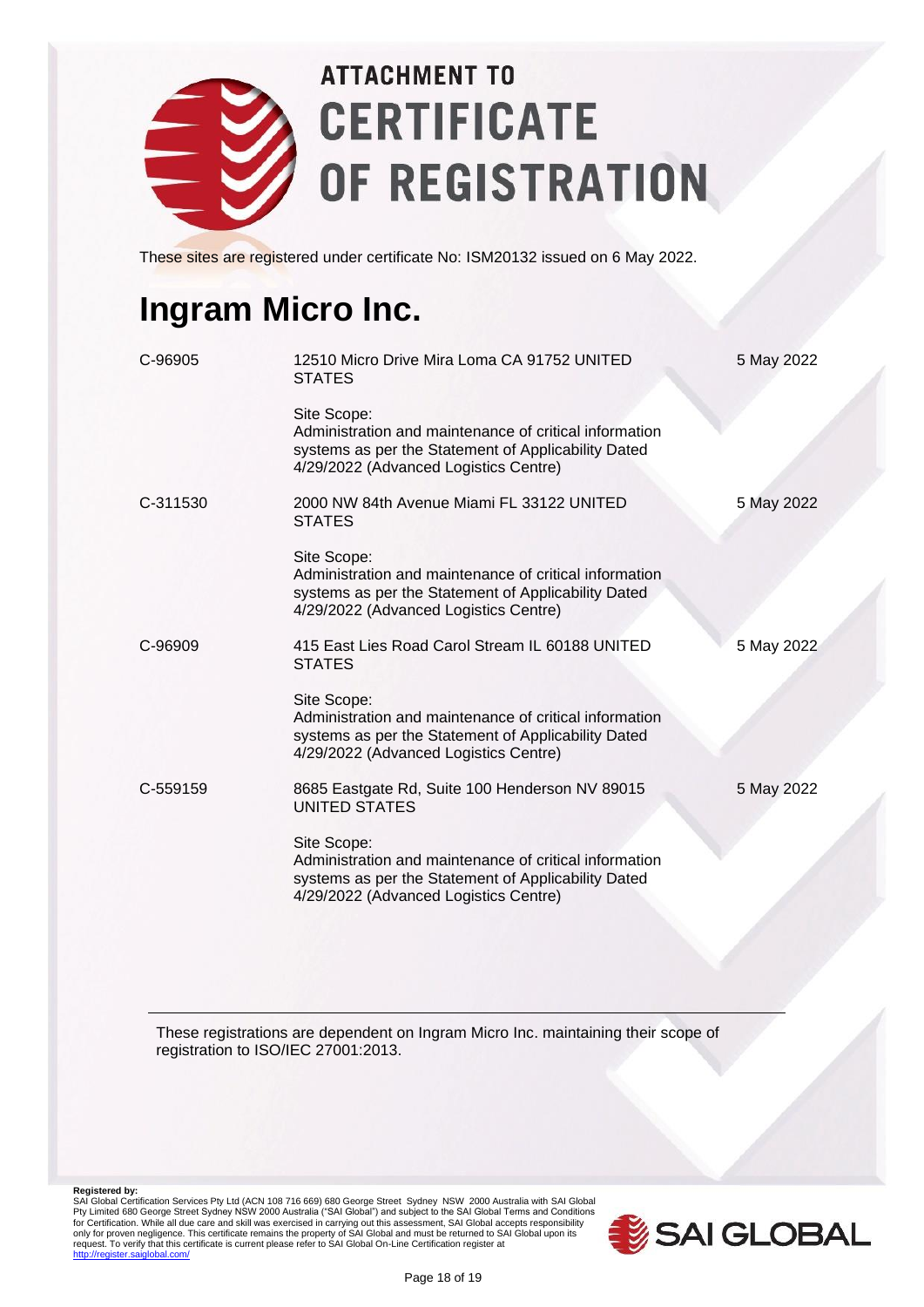# ATTACHMENT TO CERTIFICATE OF REGISTRATION

These sites are registered under certificate No: ISM20132 issued on 6 May 2022.

## Ingram Micro Inc.

| | | |
|---|---|---|
| C-96905 | 12510 Micro Drive Mira Loma CA 91752 UNITED STATES<br><br>Site Scope:<br>Administration and maintenance of critical information systems as per the Statement of Applicability Dated 4/29/2022 (Advanced Logistics Centre) | 5 May 2022 |
| C-311530 | 2000 NW 84th Avenue Miami FL 33122 UNITED STATES<br><br>Site Scope:<br>Administration and maintenance of critical information systems as per the Statement of Applicability Dated 4/29/2022 (Advanced Logistics Centre) | 5 May 2022 |
| C-96909 | 415 East Lies Road Carol Stream IL 60188 UNITED STATES<br><br>Site Scope:<br>Administration and maintenance of critical information systems as per the Statement of Applicability Dated 4/29/2022 (Advanced Logistics Centre) | 5 May 2022 |
| C-559159 | 8685 Eastgate Rd, Suite 100 Henderson NV 89015 UNITED STATES<br><br>Site Scope:<br>Administration and maintenance of critical information systems as per the Statement of Applicability Dated 4/29/2022 (Advanced Logistics Centre) | 5 May 2022 |

These registrations are dependent on Ingram Micro Inc. maintaining their scope of registration to ISO/IEC 27001:2013.

**Registered by:**
SAI Global Certification Services Pty Ltd (ACN 108 716 669) 680 George Street Sydney NSW 2000 Australia with SAI Global Pty Limited 680 George Street Sydney NSW 2000 Australia ("SAI Global") and subject to the SAI Global Terms and Conditions for Certification. While all due care and skill was exercised in carrying out this assessment, SAI Global accepts responsibility only for proven negligence. This certificate remains the property of SAI Global and must be returned to SAI Global upon its request. To verify that this certificate is current please refer to SAI Global On-Line Certification register at http://register.saiglobal.com/

SAI GLOBAL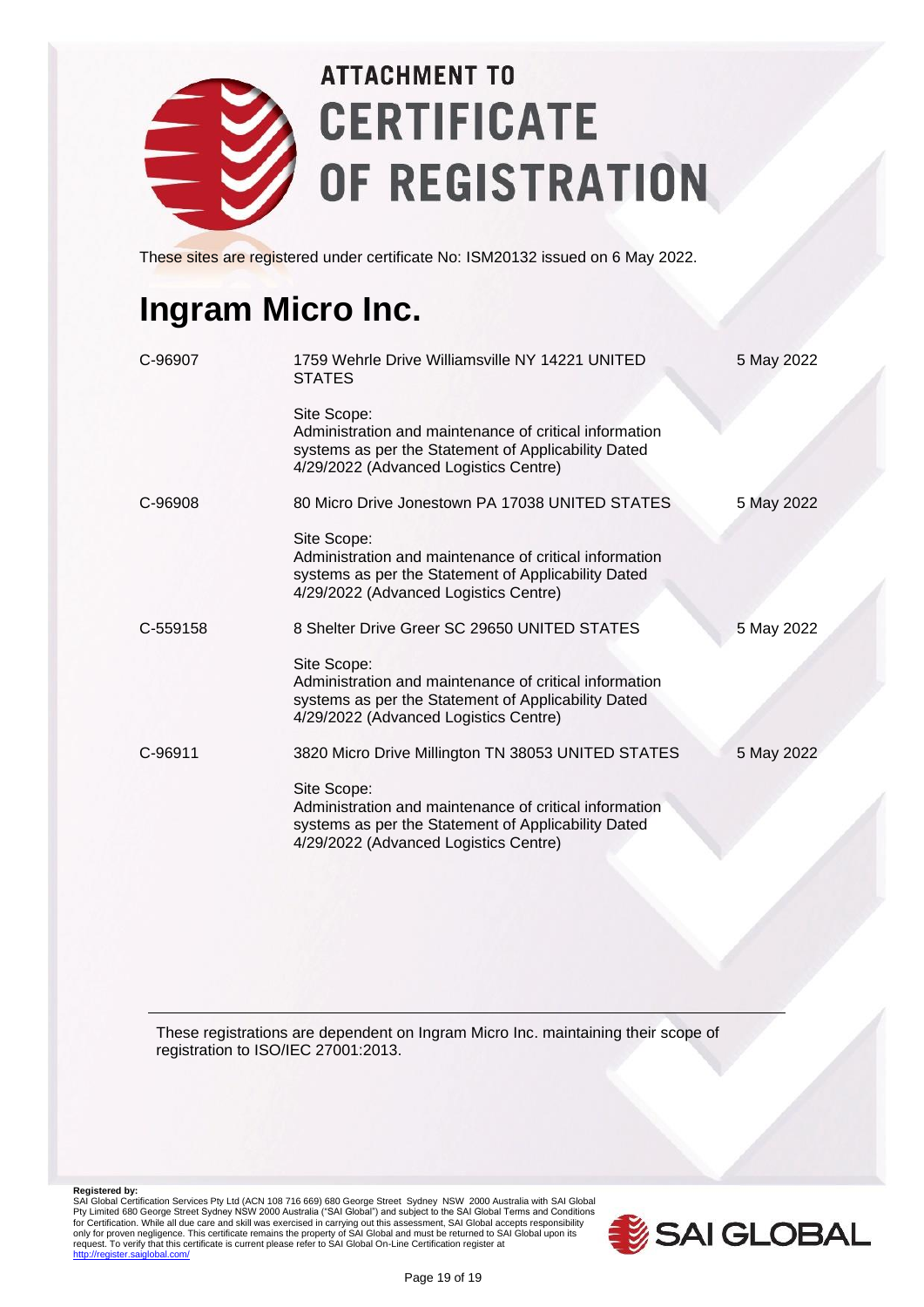# ATTACHMENT TO CERTIFICATE OF REGISTRATION

These sites are registered under certificate No: ISM20132 issued on 6 May 2022.

## Ingram Micro Inc.

| | | |
|---|---|---|
| C-96907 | 1759 Wehrle Drive Williamsville NY 14221 UNITED STATES<br><br>Site Scope:<br>Administration and maintenance of critical information systems as per the Statement of Applicability Dated 4/29/2022 (Advanced Logistics Centre) | 5 May 2022 |
| C-96908 | 80 Micro Drive Jonestown PA 17038 UNITED STATES<br><br>Site Scope:<br>Administration and maintenance of critical information systems as per the Statement of Applicability Dated 4/29/2022 (Advanced Logistics Centre) | 5 May 2022 |
| C-559158 | 8 Shelter Drive Greer SC 29650 UNITED STATES<br><br>Site Scope:<br>Administration and maintenance of critical information systems as per the Statement of Applicability Dated 4/29/2022 (Advanced Logistics Centre) | 5 May 2022 |
| C-96911 | 3820 Micro Drive Millington TN 38053 UNITED STATES<br><br>Site Scope:<br>Administration and maintenance of critical information systems as per the Statement of Applicability Dated 4/29/2022 (Advanced Logistics Centre) | 5 May 2022 |

These registrations are dependent on Ingram Micro Inc. maintaining their scope of registration to ISO/IEC 27001:2013.

**Registered by:**
SAI Global Certification Services Pty Ltd (ACN 108 716 669) 680 George Street Sydney NSW 2000 Australia with SAI Global Pty Limited 680 George Street Sydney NSW 2000 Australia ("SAI Global") and subject to the SAI Global Terms and Conditions for Certification. While all due care and skill was exercised in carrying out this assessment, SAI Global accepts responsibility only for proven negligence. This certificate remains the property of SAI Global and must be returned to SAI Global upon its request. To verify that this certificate is current please refer to SAI Global On-Line Certification register at http://register.saiglobal.com/

SAI GLOBAL